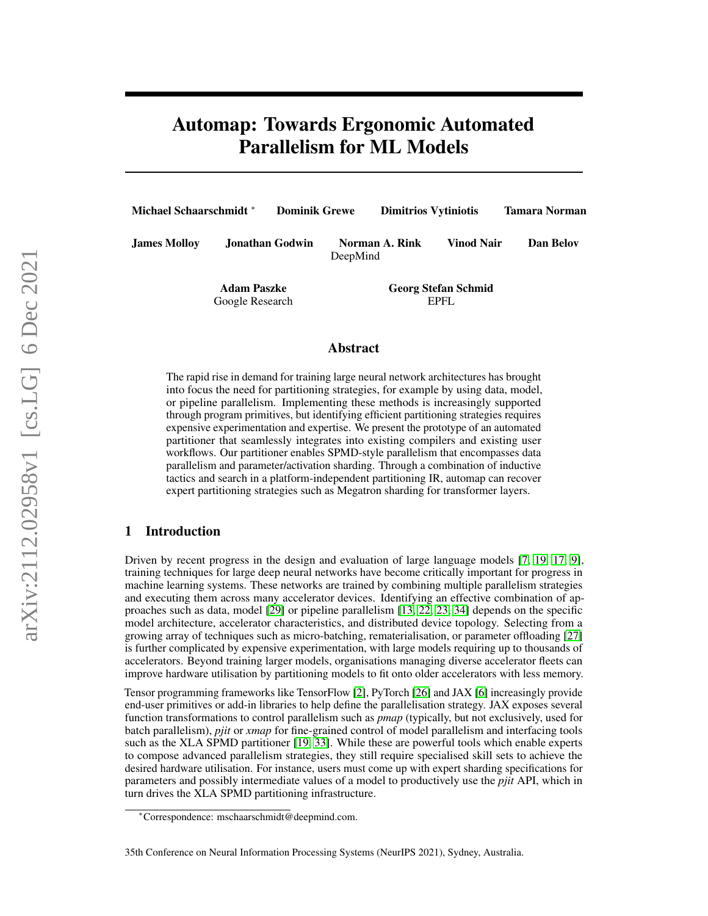# Automap: Towards Ergonomic Automated Parallelism for ML Models

**Michael Schaarschmidt** [*] **Dominik Grewe** **Dimitrios Vytiniotis** **Tamara Norman**

**James Molloy** **Jonathan Godwin** **Norman A. Rink** **Vinod Nair** **Dan Belov**
DeepMind

**Adam Paszke**
Google Research

**Georg Stefan Schmid**
EPFL

## Abstract

The rapid rise in demand for training large neural network architectures has brought into focus the need for partitioning strategies, for example by using data, model, or pipeline parallelism. Implementing these methods is increasingly supported through program primitives, but identifying efficient partitioning strategies requires expensive experimentation and expertise. We present the prototype of an automated partitioner that seamlessly integrates into existing compilers and existing user workflows. Our partitioner enables SPMD-style parallelism that encompasses data parallelism and parameter/activation sharding. Through a combination of inductive tactics and search in a platform-independent partitioning IR, automap can recover expert partitioning strategies such as Megatron sharding for transformer layers.

## 1 Introduction

Driven by recent progress in the design and evaluation of large language models [7, 19, 17, 9], training techniques for large deep neural networks have become critically important for progress in machine learning systems. These networks are trained by combining multiple parallelism strategies and executing them across many accelerator devices. Identifying an effective combination of approaches such as data, model [29] or pipeline parallelism [13, 22, 23, 34] depends on the specific model architecture, accelerator characteristics, and distributed device topology. Selecting from a growing array of techniques such as micro-batching, rematerialisation, or parameter offloading [27] is further complicated by expensive experimentation, with large models requiring up to thousands of accelerators. Beyond training larger models, organisations managing diverse accelerator fleets can improve hardware utilisation by partitioning models to fit onto older accelerators with less memory.

Tensor programming frameworks like TensorFlow [2], PyTorch [26] and JAX [6] increasingly provide end-user primitives or add-in libraries to help define the parallelisation strategy. JAX exposes several function transformations to control parallelism such as *pmap* (typically, but not exclusively, used for batch parallelism), *pjit* or *xmap* for fine-grained control of model parallelism and interfacing tools such as the XLA SPMD partitioner [19, 33]. While these are powerful tools which enable experts to compose advanced parallelism strategies, they still require specialised skill sets to achieve the desired hardware utilisation. For instance, users must come up with expert sharding specifications for parameters and possibly intermediate values of a model to productively use the *pjit* API, which in turn drives the XLA SPMD partitioning infrastructure.

[*] Correspondence: mschaarschmidt@deepmind.com.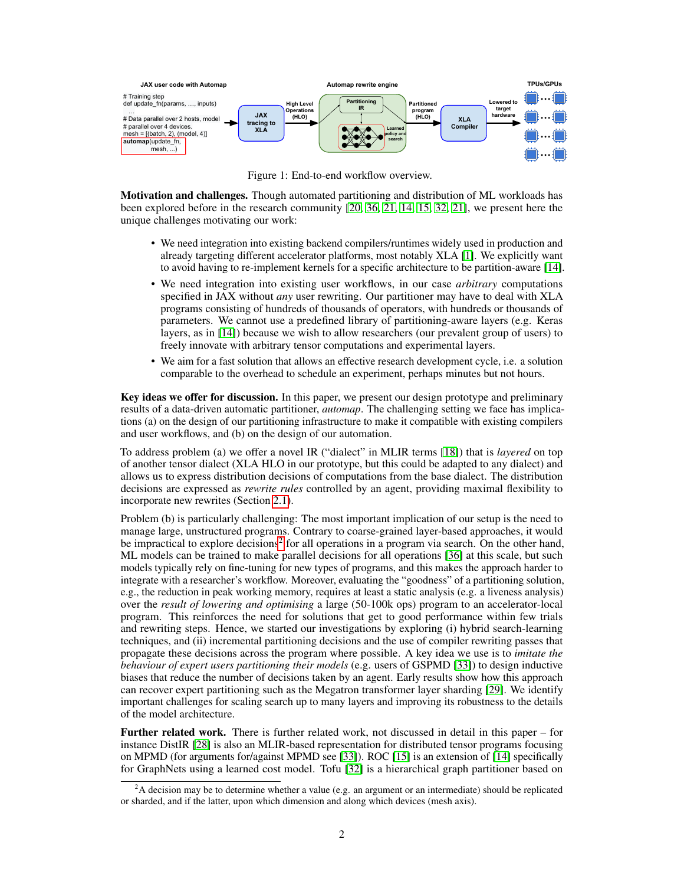Figure 1: End-to-end workflow overview.

**Motivation and challenges.** Though automated partitioning and distribution of ML workloads has been explored before in the research community [20, 36, 21, 14, 15, 32, 21], we present here the unique challenges motivating our work:

- We need integration into existing backend compilers/runtimes widely used in production and already targeting different accelerator platforms, most notably XLA [1]. We explicitly want to avoid having to re-implement kernels for a specific architecture to be partition-aware [14].
- We need integration into existing user workflows, in our case *arbitrary* computations specified in JAX without *any* user rewriting. Our partitioner may have to deal with XLA programs consisting of hundreds of thousands of operators, with hundreds or thousands of parameters. We cannot use a predefined library of partitioning-aware layers (e.g. Keras layers, as in [14]) because we wish to allow researchers (our prevalent group of users) to freely innovate with arbitrary tensor computations and experimental layers.
- We aim for a fast solution that allows an effective research development cycle, i.e. a solution comparable to the overhead to schedule an experiment, perhaps minutes but not hours.

**Key ideas we offer for discussion.** In this paper, we present our design prototype and preliminary results of a data-driven automatic partitioner, *automap*. The challenging setting we face has implications (a) on the design of our partitioning infrastructure to make it compatible with existing compilers and user workflows, and (b) on the design of our automation.

To address problem (a) we offer a novel IR ("dialect" in MLIR terms [18]) that is *layered* on top of another tensor dialect (XLA HLO in our prototype, but this could be adapted to any dialect) and allows us to express distribution decisions of computations from the base dialect. The distribution decisions are expressed as *rewrite rules* controlled by an agent, providing maximal flexibility to incorporate new rewrites (Section 2.1).

Problem (b) is particularly challenging: The most important implication of our setup is the need to manage large, unstructured programs. Contrary to coarse-grained layer-based approaches, it would be impractical to explore decisions[2] for all operations in a program via search. On the other hand, ML models can be trained to make parallel decisions for all operations [36] at this scale, but such models typically rely on fine-tuning for new types of programs, and this makes the approach harder to integrate with a researcher's workflow. Moreover, evaluating the "goodness" of a partitioning solution, e.g., the reduction in peak working memory, requires at least a static analysis (e.g. a liveness analysis) over the *result of lowering and optimising* a large (50-100k ops) program to an accelerator-local program. This reinforces the need for solutions that get to good performance within few trials and rewriting steps. Hence, we started our investigations by exploring (i) hybrid search-learning techniques, and (ii) incremental partitioning decisions and the use of compiler rewriting passes that propagate these decisions across the program where possible. A key idea we use is to *imitate the behaviour of expert users partitioning their models* (e.g. users of GSPMD [33]) to design inductive biases that reduce the number of decisions taken by an agent. Early results show how this approach can recover expert partitioning such as the Megatron transformer layer sharding [29]. We identify important challenges for scaling search up to many layers and improving its robustness to the details of the model architecture.

**Further related work.** There is further related work, not discussed in detail in this paper – for instance DistIR [28] is also an MLIR-based representation for distributed tensor programs focusing on MPMD (for arguments for/against MPMD see [33]). ROC [15] is an extension of [14] specifically for GraphNets using a learned cost model. Tofu [32] is a hierarchical graph partitioner based on

[2] A decision may be to determine whether a value (e.g. an argument or an intermediate) should be replicated or sharded, and if the latter, upon which dimension and along which devices (mesh axis).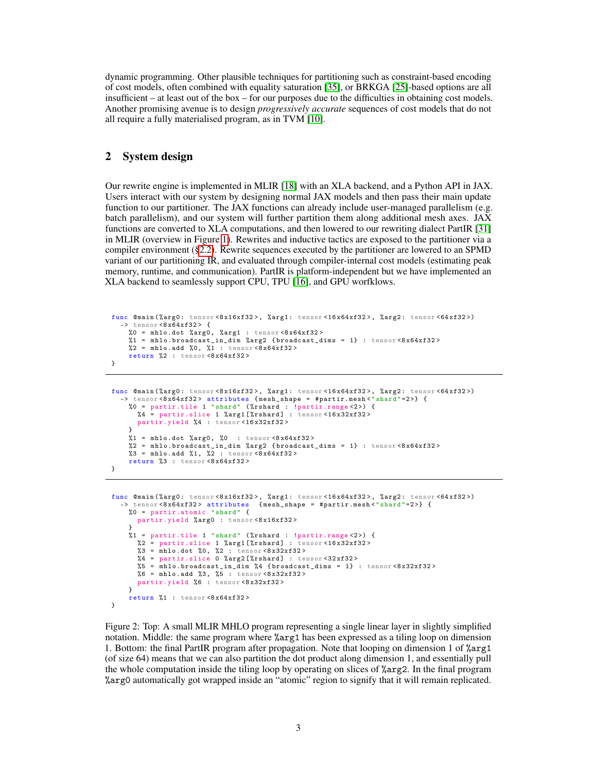dynamic programming. Other plausible techniques for partitioning such as constraint-based encoding of cost models, often combined with equality saturation [35], or BRKGA [25]-based options are all insufficient – at least out of the box – for our purposes due to the difficulties in obtaining cost models. Another promising avenue is to design *progressively accurate* sequences of cost models that do not all require a fully materialised program, as in TVM [10].

## 2 System design

Our rewrite engine is implemented in MLIR [18] with an XLA backend, and a Python API in JAX. Users interact with our system by designing normal JAX models and then pass their main update function to our partitioner. The JAX functions can already include user-managed parallelism (e.g. batch parallelism), and our system will further partition them along additional mesh axes. JAX functions are converted to XLA computations, and then lowered to our rewriting dialect PartIR [31] in MLIR (overview in Figure 1). Rewrites and inductive tactics are exposed to the partitioner via a compiler environment (§2.2). Rewrite sequences executed by the partitioner are lowered to an SPMD variant of our partitioning IR, and evaluated through compiler-internal cost models (estimating peak memory, runtime, and communication). PartIR is platform-independent but we have implemented an XLA backend to seamlessly support CPU, TPU [16], and GPU worfklows.

```
func @main(%arg0: tensor<8x16xf32>, %arg1: tensor<16x64xf32>, %arg2: tensor<64xf32>)
  -> tensor<8x64xf32> {
    %0 = mhlo.dot %arg0, %arg1 : tensor<8x64xf32>
    %1 = mhlo.broadcast_in_dim %arg2 {broadcast_dims = 1} : tensor<8x64xf32>
    %2 = mhlo.add %0, %1 : tensor<8x64xf32>
    return %2 : tensor<8x64xf32>
}
```

```
func @main(%arg0: tensor<8x16xf32>, %arg1: tensor<16x64xf32>, %arg2: tensor<64xf32>)
  -> tensor<8x64xf32> attributes {mesh_shape = #partir.mesh<"shard"=2>} {
    %0 = partir.tile 1 "shard" (%rshard : !partir.range<2>) {
      %4 = partir.slice 1 %arg1[%rshard] : tensor<16x32xf32>
      partir.yield %4 : tensor<16x32xf32>
    }
    %1 = mhlo.dot %arg0, %0  : tensor<8x64xf32>
    %2 = mhlo.broadcast_in_dim %arg2 {broadcast_dims = 1} : tensor<8x64xf32>
    %3 = mhlo.add %1, %2 : tensor<8x64xf32>
    return %3 : tensor<8x64xf32>
}
```

```
func @main(%arg0: tensor<8x16xf32>, %arg1: tensor<16x64xf32>, %arg2: tensor<64xf32>)
  -> tensor<8x64xf32> attributes  {mesh_shape = #partir.mesh<"shard"=2>} {
    %0 = partir.atomic "shard" {
      partir.yield %arg0 : tensor<8x16xf32>
    }
    %1 = partir.tile 1 "shard" (%rshard : !partir.range<2>) {
      %2 = partir.slice 1 %arg1[%rshard] : tensor<16x32xf32>
      %3 = mhlo.dot %0, %2 : tensor<8x32xf32>
      %4 = partir.slice 0 %arg2[%rshard] : tensor<32xf32>
      %5 = mhlo.broadcast_in_dim %4 {broadcast_dims = 1} : tensor<8x32xf32>
      %6 = mhlo.add %3, %5 : tensor<8x32xf32>
      partir.yield %6 : tensor<8x32xf32>
    }
    return %1 : tensor<8x64xf32>
}
```

Figure 2: Top: A small MLIR MHLO program representing a single linear layer in slightly simplified notation. Middle: the same program where %arg1 has been expressed as a tiling loop on dimension 1. Bottom: the final PartIR program after propagation. Note that looping on dimension 1 of %arg1 (of size 64) means that we can also partition the dot product along dimension 1, and essentially pull the whole computation inside the tiling loop by operating on slices of %arg2. In the final program %arg0 automatically got wrapped inside an "atomic" region to signify that it will remain replicated.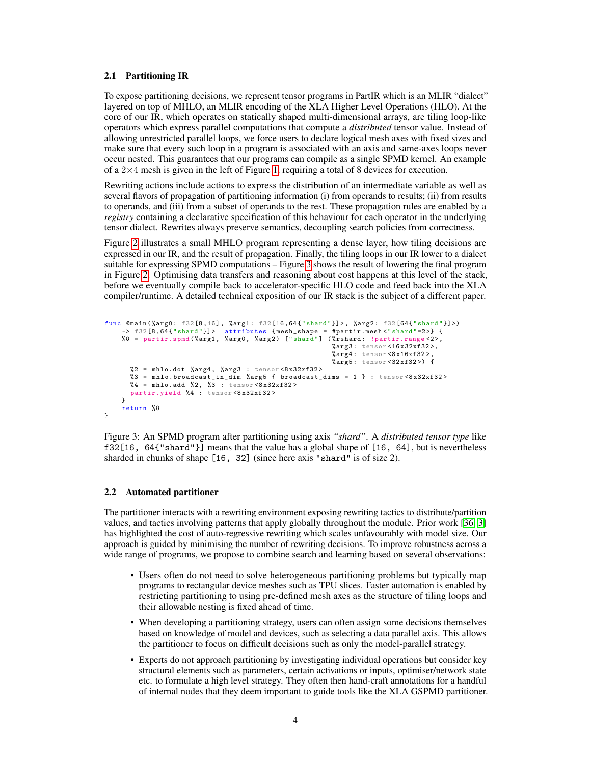### 2.1 Partitioning IR

To expose partitioning decisions, we represent tensor programs in PartIR which is an MLIR "dialect" layered on top of MHLO, an MLIR encoding of the XLA Higher Level Operations (HLO). At the core of our IR, which operates on statically shaped multi-dimensional arrays, are tiling loop-like operators which express parallel computations that compute a *distributed* tensor value. Instead of allowing unrestricted parallel loops, we force users to declare logical mesh axes with fixed sizes and make sure that every such loop in a program is associated with an axis and same-axes loops never occur nested. This guarantees that our programs can compile as a single SPMD kernel. An example of a $2\times4$ mesh is given in the left of Figure 1, requiring a total of 8 devices for execution.

Rewriting actions include actions to express the distribution of an intermediate variable as well as several flavors of propagation of partitioning information (i) from operands to results; (ii) from results to operands, and (iii) from a subset of operands to the rest. These propagation rules are enabled by a *registry* containing a declarative specification of this behaviour for each operator in the underlying tensor dialect. Rewrites always preserve semantics, decoupling search policies from correctness.

Figure 2 illustrates a small MHLO program representing a dense layer, how tiling decisions are expressed in our IR, and the result of propagation. Finally, the tiling loops in our IR lower to a dialect suitable for expressing SPMD computations – Figure 3 shows the result of lowering the final program in Figure 2. Optimising data transfers and reasoning about cost happens at this level of the stack, before we eventually compile back to accelerator-specific HLO code and feed back into the XLA compiler/runtime. A detailed technical exposition of our IR stack is the subject of a different paper.

```
func @main(%arg0: f32[8,16], %arg1: f32[16,64{"shard"}]>, %arg2: f32[64{"shard"}]>)
    -> f32[8,64{"shard"}]>  attributes {mesh_shape = #partir.mesh<"shard"=2>} {
    %0 = partir.spmd(%arg1, %arg0, %arg2) ["shard"] (%rshard: !partir.range<2>,
                                                     %arg3: tensor<16x32xf32>,
                                                     %arg4: tensor<8x16xf32>,
                                                     %arg5: tensor<32xf32>) {
      %2 = mhlo.dot %arg4, %arg3 : tensor<8x32xf32>
      %3 = mhlo.broadcast_in_dim %arg5 { broadcast_dims = 1 } : tensor<8x32xf32>
      %4 = mhlo.add %2, %3 : tensor<8x32xf32>
      partir.yield %4 : tensor<8x32xf32>
    }
    return %0
}
```

Figure 3: An SPMD program after partitioning using axis *"shard"*. A *distributed tensor type* like `f32[16, 64{"shard"}]` means that the value has a global shape of `[16, 64]`, but is nevertheless sharded in chunks of shape `[16, 32]` (since here axis `"shard"` is of size 2).

### 2.2 Automated partitioner

The partitioner interacts with a rewriting environment exposing rewriting tactics to distribute/partition values, and tactics involving patterns that apply globally throughout the module. Prior work [36, 3] has highlighted the cost of auto-regressive rewriting which scales unfavourably with model size. Our approach is guided by minimising the number of rewriting decisions. To improve robustness across a wide range of programs, we propose to combine search and learning based on several observations:

- Users often do not need to solve heterogeneous partitioning problems but typically map programs to rectangular device meshes such as TPU slices. Faster automation is enabled by restricting partitioning to using pre-defined mesh axes as the structure of tiling loops and their allowable nesting is fixed ahead of time.
- When developing a partitioning strategy, users can often assign some decisions themselves based on knowledge of model and devices, such as selecting a data parallel axis. This allows the partitioner to focus on difficult decisions such as only the model-parallel strategy.
- Experts do not approach partitioning by investigating individual operations but consider key structural elements such as parameters, certain activations or inputs, optimiser/network state etc. to formulate a high level strategy. They often then hand-craft annotations for a handful of internal nodes that they deem important to guide tools like the XLA GSPMD partitioner.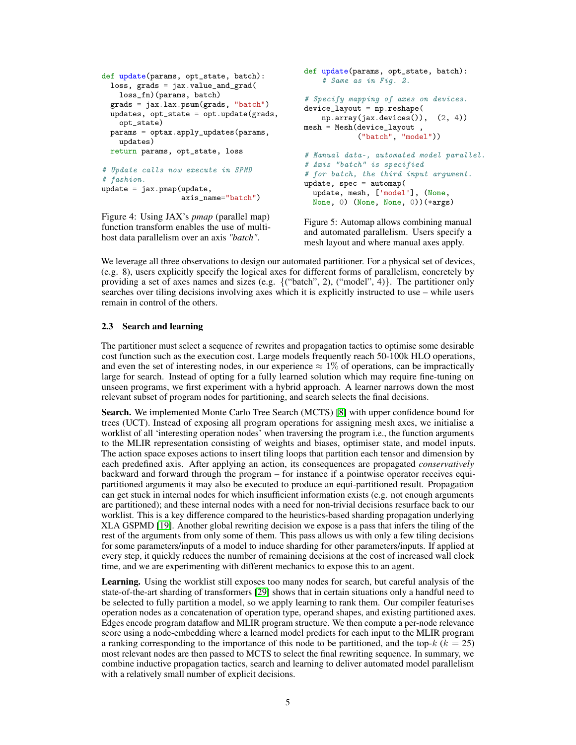```python
def update(params, opt_state, batch):
  loss, grads = jax.value_and_grad(
    loss_fn)(params, batch)
  grads = jax.lax.psum(grads, "batch")
  updates, opt_state = opt.update(grads,
    opt_state)
  params = optax.apply_updates(params,
    updates)
  return params, opt_state, loss

# Update calls now execute in SPMD
# fashion.
update = jax.pmap(update,
                  axis_name="batch")
```

Figure 4: Using JAX's *pmap* (parallel map) function transform enables the use of multi-host data parallelism over an axis *"batch"*.

```python
def update(params, opt_state, batch):
    # Same as in Fig. 2.

# Specify mapping of axes on devices.
device_layout = np.reshape(
    np.array(jax.devices()),  (2, 4))
mesh = Mesh(device_layout ,
            ("batch", "model"))

# Manual data-, automated model parallel.
# Axis "batch" is specified
# for batch, the third input argument.
update, spec = automap(
  update, mesh, ['model'], (None,
  None, 0) (None, None, 0))(*args)
```

Figure 5: Automap allows combining manual and automated parallelism. Users specify a mesh layout and where manual axes apply.

We leverage all three observations to design our automated partitioner. For a physical set of devices, (e.g. 8), users explicitly specify the logical axes for different forms of parallelism, concretely by providing a set of axes names and sizes (e.g. {("batch", 2), ("model", 4)}. The partitioner only searches over tiling decisions involving axes which it is explicitly instructed to use – while users remain in control of the others.

### 2.3 Search and learning

The partitioner must select a sequence of rewrites and propagation tactics to optimise some desirable cost function such as the execution cost. Large models frequently reach 50-100k HLO operations, and even the set of interesting nodes, in our experience $\approx 1\%$ of operations, can be impractically large for search. Instead of opting for a fully learned solution which may require fine-tuning on unseen programs, we first experiment with a hybrid approach. A learner narrows down the most relevant subset of program nodes for partitioning, and search selects the final decisions.

**Search.** We implemented Monte Carlo Tree Search (MCTS) [8] with upper confidence bound for trees (UCT). Instead of exposing all program operations for assigning mesh axes, we initialise a worklist of all 'interesting operation nodes' when traversing the program i.e., the function arguments to the MLIR representation consisting of weights and biases, optimiser state, and model inputs. The action space exposes actions to insert tiling loops that partition each tensor and dimension by each predefined axis. After applying an action, its consequences are propagated *conservatively* backward and forward through the program – for instance if a pointwise operator receives equi-partitioned arguments it may also be executed to produce an equi-partitioned result. Propagation can get stuck in internal nodes for which insufficient information exists (e.g. not enough arguments are partitioned); and these internal nodes with a need for non-trivial decisions resurface back to our worklist. This is a key difference compared to the heuristics-based sharding propagation underlying XLA GSPMD [19]. Another global rewriting decision we expose is a pass that infers the tiling of the rest of the arguments from only some of them. This pass allows us with only a few tiling decisions for some parameters/inputs of a model to induce sharding for other parameters/inputs. If applied at every step, it quickly reduces the number of remaining decisions at the cost of increased wall clock time, and we are experimenting with different mechanics to expose this to an agent.

**Learning.** Using the worklist still exposes too many nodes for search, but careful analysis of the state-of-the-art sharding of transformers [29] shows that in certain situations only a handful need to be selected to fully partition a model, so we apply learning to rank them. Our compiler featurises operation nodes as a concatenation of operation type, operand shapes, and existing partitioned axes. Edges encode program dataflow and MLIR program structure. We then compute a per-node relevance score using a node-embedding where a learned model predicts for each input to the MLIR program a ranking corresponding to the importance of this node to be partitioned, and the top-$k$ ($k = 25$) most relevant nodes are then passed to MCTS to select the final rewriting sequence. In summary, we combine inductive propagation tactics, search and learning to deliver automated model parallelism with a relatively small number of explicit decisions.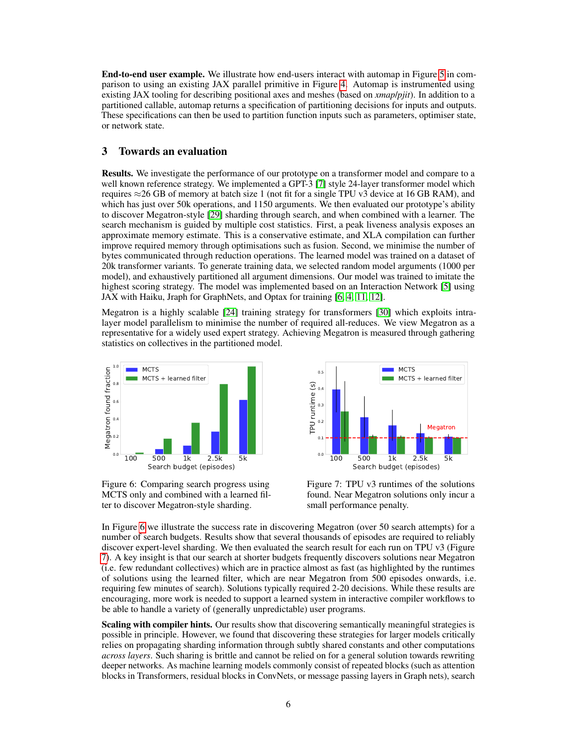**End-to-end user example.** We illustrate how end-users interact with automap in Figure 5 in comparison to using an existing JAX parallel primitive in Figure 4. Automap is instrumented using existing JAX tooling for describing positional axes and meshes (based on *xmap/pjit*). In addition to a partitioned callable, automap returns a specification of partitioning decisions for inputs and outputs. These specifications can then be used to partition function inputs such as parameters, optimiser state, or network state.

## 3 Towards an evaluation

**Results.** We investigate the performance of our prototype on a transformer model and compare to a well known reference strategy. We implemented a GPT-3 [7] style 24-layer transformer model which requires ≈26 GB of memory at batch size 1 (not fit for a single TPU v3 device at 16 GB RAM), and which has just over 50k operations, and 1150 arguments. We then evaluated our prototype's ability to discover Megatron-style [29] sharding through search, and when combined with a learner. The search mechanism is guided by multiple cost statistics. First, a peak liveness analysis exposes an approximate memory estimate. This is a conservative estimate, and XLA compilation can further improve required memory through optimisations such as fusion. Second, we minimise the number of bytes communicated through reduction operations. The learned model was trained on a dataset of 20k transformer variants. To generate training data, we selected random model arguments (1000 per model), and exhaustively partitioned all argument dimensions. Our model was trained to imitate the highest scoring strategy. The model was implemented based on an Interaction Network [5] using JAX with Haiku, Jraph for GraphNets, and Optax for training [6, 4, 11, 12].

Megatron is a highly scalable [24] training strategy for transformers [30] which exploits intra-layer model parallelism to minimise the number of required all-reduces. We view Megatron as a representative for a widely used expert strategy. Achieving Megatron is measured through gathering statistics on collectives in the partitioned model.

Figure 6: Comparing search progress using MCTS only and combined with a learned filter to discover Megatron-style sharding.

Figure 7: TPU v3 runtimes of the solutions found. Near Megatron solutions only incur a small performance penalty.

In Figure 6 we illustrate the success rate in discovering Megatron (over 50 search attempts) for a number of search budgets. Results show that several thousands of episodes are required to reliably discover expert-level sharding. We then evaluated the search result for each run on TPU v3 (Figure 7). A key insight is that our search at shorter budgets frequently discovers solutions near Megatron (i.e. few redundant collectives) which are in practice almost as fast (as highlighted by the runtimes of solutions using the learned filter, which are near Megatron from 500 episodes onwards, i.e. requiring few minutes of search). Solutions typically required 2-20 decisions. While these results are encouraging, more work is needed to support a learned system in interactive compiler workflows to be able to handle a variety of (generally unpredictable) user programs.

**Scaling with compiler hints.** Our results show that discovering semantically meaningful strategies is possible in principle. However, we found that discovering these strategies for larger models critically relies on propagating sharding information through subtly shared constants and other computations *across layers*. Such sharing is brittle and cannot be relied on for a general solution towards rewriting deeper networks. As machine learning models commonly consist of repeated blocks (such as attention blocks in Transformers, residual blocks in ConvNets, or message passing layers in Graph nets), search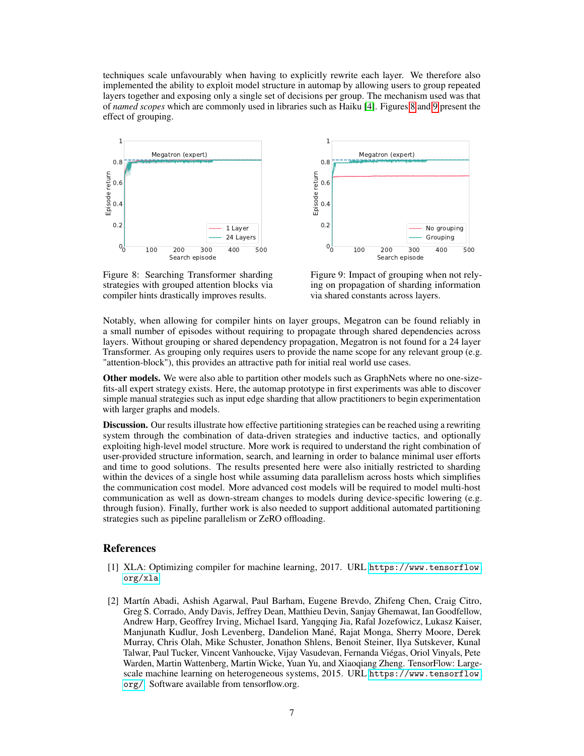techniques scale unfavourably when having to explicitly rewrite each layer. We therefore also implemented the ability to exploit model structure in automap by allowing users to group repeated layers together and exposing only a single set of decisions per group. The mechanism used was that of *named scopes* which are commonly used in libraries such as Haiku [4]. Figures 8 and 9 present the effect of grouping.

Figure 8: Searching Transformer sharding strategies with grouped attention blocks via compiler hints drastically improves results.

Figure 9: Impact of grouping when not relying on propagation of sharding information via shared constants across layers.

Notably, when allowing for compiler hints on layer groups, Megatron can be found reliably in a small number of episodes without requiring to propagate through shared dependencies across layers. Without grouping or shared dependency propagation, Megatron is not found for a 24 layer Transformer. As grouping only requires users to provide the name scope for any relevant group (e.g. "attention-block"), this provides an attractive path for initial real world use cases.

**Other models.** We were also able to partition other models such as GraphNets where no one-size-fits-all expert strategy exists. Here, the automap prototype in first experiments was able to discover simple manual strategies such as input edge sharding that allow practitioners to begin experimentation with larger graphs and models.

**Discussion.** Our results illustrate how effective partitioning strategies can be reached using a rewriting system through the combination of data-driven strategies and inductive tactics, and optionally exploiting high-level model structure. More work is required to understand the right combination of user-provided structure information, search, and learning in order to balance minimal user efforts and time to good solutions. The results presented here were also initially restricted to sharding within the devices of a single host while assuming data parallelism across hosts which simplifies the communication cost model. More advanced cost models will be required to model multi-host communication as well as down-stream changes to models during device-specific lowering (e.g. through fusion). Finally, further work is also needed to support additional automated partitioning strategies such as pipeline parallelism or ZeRO offloading.

## References

[1] XLA: Optimizing compiler for machine learning, 2017. URL `https://www.tensorflow.org/xla`.

[2] Martín Abadi, Ashish Agarwal, Paul Barham, Eugene Brevdo, Zhifeng Chen, Craig Citro, Greg S. Corrado, Andy Davis, Jeffrey Dean, Matthieu Devin, Sanjay Ghemawat, Ian Goodfellow, Andrew Harp, Geoffrey Irving, Michael Isard, Yangqing Jia, Rafal Jozefowicz, Lukasz Kaiser, Manjunath Kudlur, Josh Levenberg, Dandelion Mané, Rajat Monga, Sherry Moore, Derek Murray, Chris Olah, Mike Schuster, Jonathon Shlens, Benoit Steiner, Ilya Sutskever, Kunal Talwar, Paul Tucker, Vincent Vanhoucke, Vijay Vasudevan, Fernanda Viégas, Oriol Vinyals, Pete Warden, Martin Wattenberg, Martin Wicke, Yuan Yu, and Xiaoqiang Zheng. TensorFlow: Large-scale machine learning on heterogeneous systems, 2015. URL `https://www.tensorflow.org/`. Software available from tensorflow.org.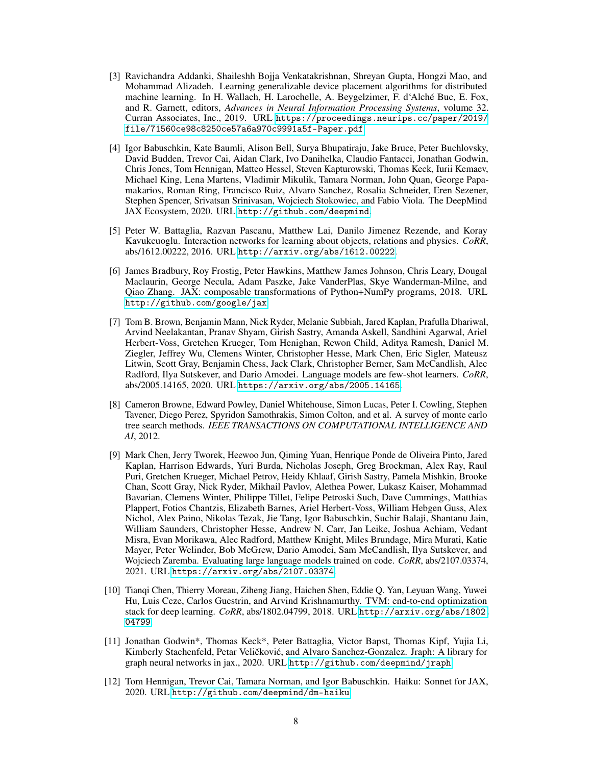[3] Ravichandra Addanki, Shaileshh Bojja Venkatakrishnan, Shreyan Gupta, Hongzi Mao, and Mohammad Alizadeh. Learning generalizable device placement algorithms for distributed machine learning. In H. Wallach, H. Larochelle, A. Beygelzimer, F. d'Alché Buc, E. Fox, and R. Garnett, editors, *Advances in Neural Information Processing Systems*, volume 32. Curran Associates, Inc., 2019. URL https://proceedings.neurips.cc/paper/2019/file/71560ce98c8250ce57a6a970c9991a5f-Paper.pdf.

[4] Igor Babuschkin, Kate Baumli, Alison Bell, Surya Bhupatiraju, Jake Bruce, Peter Buchlovsky, David Budden, Trevor Cai, Aidan Clark, Ivo Danihelka, Claudio Fantacci, Jonathan Godwin, Chris Jones, Tom Hennigan, Matteo Hessel, Steven Kapturowski, Thomas Keck, Iurii Kemaev, Michael King, Lena Martens, Vladimir Mikulik, Tamara Norman, John Quan, George Papamakarios, Roman Ring, Francisco Ruiz, Alvaro Sanchez, Rosalia Schneider, Eren Sezener, Stephen Spencer, Srivatsan Srinivasan, Wojciech Stokowiec, and Fabio Viola. The DeepMind JAX Ecosystem, 2020. URL http://github.com/deepmind.

[5] Peter W. Battaglia, Razvan Pascanu, Matthew Lai, Danilo Jimenez Rezende, and Koray Kavukcuoglu. Interaction networks for learning about objects, relations and physics. *CoRR*, abs/1612.00222, 2016. URL http://arxiv.org/abs/1612.00222.

[6] James Bradbury, Roy Frostig, Peter Hawkins, Matthew James Johnson, Chris Leary, Dougal Maclaurin, George Necula, Adam Paszke, Jake VanderPlas, Skye Wanderman-Milne, and Qiao Zhang. JAX: composable transformations of Python+NumPy programs, 2018. URL http://github.com/google/jax.

[7] Tom B. Brown, Benjamin Mann, Nick Ryder, Melanie Subbiah, Jared Kaplan, Prafulla Dhariwal, Arvind Neelakantan, Pranav Shyam, Girish Sastry, Amanda Askell, Sandhini Agarwal, Ariel Herbert-Voss, Gretchen Krueger, Tom Henighan, Rewon Child, Aditya Ramesh, Daniel M. Ziegler, Jeffrey Wu, Clemens Winter, Christopher Hesse, Mark Chen, Eric Sigler, Mateusz Litwin, Scott Gray, Benjamin Chess, Jack Clark, Christopher Berner, Sam McCandlish, Alec Radford, Ilya Sutskever, and Dario Amodei. Language models are few-shot learners. *CoRR*, abs/2005.14165, 2020. URL https://arxiv.org/abs/2005.14165.

[8] Cameron Browne, Edward Powley, Daniel Whitehouse, Simon Lucas, Peter I. Cowling, Stephen Tavener, Diego Perez, Spyridon Samothrakis, Simon Colton, and et al. A survey of monte carlo tree search methods. *IEEE TRANSACTIONS ON COMPUTATIONAL INTELLIGENCE AND AI*, 2012.

[9] Mark Chen, Jerry Tworek, Heewoo Jun, Qiming Yuan, Henrique Ponde de Oliveira Pinto, Jared Kaplan, Harrison Edwards, Yuri Burda, Nicholas Joseph, Greg Brockman, Alex Ray, Raul Puri, Gretchen Krueger, Michael Petrov, Heidy Khlaaf, Girish Sastry, Pamela Mishkin, Brooke Chan, Scott Gray, Nick Ryder, Mikhail Pavlov, Alethea Power, Lukasz Kaiser, Mohammad Bavarian, Clemens Winter, Philippe Tillet, Felipe Petroski Such, Dave Cummings, Matthias Plappert, Fotios Chantzis, Elizabeth Barnes, Ariel Herbert-Voss, William Hebgen Guss, Alex Nichol, Alex Paino, Nikolas Tezak, Jie Tang, Igor Babuschkin, Suchir Balaji, Shantanu Jain, William Saunders, Christopher Hesse, Andrew N. Carr, Jan Leike, Joshua Achiam, Vedant Misra, Evan Morikawa, Alec Radford, Matthew Knight, Miles Brundage, Mira Murati, Katie Mayer, Peter Welinder, Bob McGrew, Dario Amodei, Sam McCandlish, Ilya Sutskever, and Wojciech Zaremba. Evaluating large language models trained on code. *CoRR*, abs/2107.03374, 2021. URL https://arxiv.org/abs/2107.03374.

[10] Tianqi Chen, Thierry Moreau, Ziheng Jiang, Haichen Shen, Eddie Q. Yan, Leyuan Wang, Yuwei Hu, Luis Ceze, Carlos Guestrin, and Arvind Krishnamurthy. TVM: end-to-end optimization stack for deep learning. *CoRR*, abs/1802.04799, 2018. URL http://arxiv.org/abs/1802.04799.

[11] Jonathan Godwin*, Thomas Keck*, Peter Battaglia, Victor Bapst, Thomas Kipf, Yujia Li, Kimberly Stachenfeld, Petar Veličković, and Alvaro Sanchez-Gonzalez. Jraph: A library for graph neural networks in jax., 2020. URL http://github.com/deepmind/jraph.

[12] Tom Hennigan, Trevor Cai, Tamara Norman, and Igor Babuschkin. Haiku: Sonnet for JAX, 2020. URL http://github.com/deepmind/dm-haiku.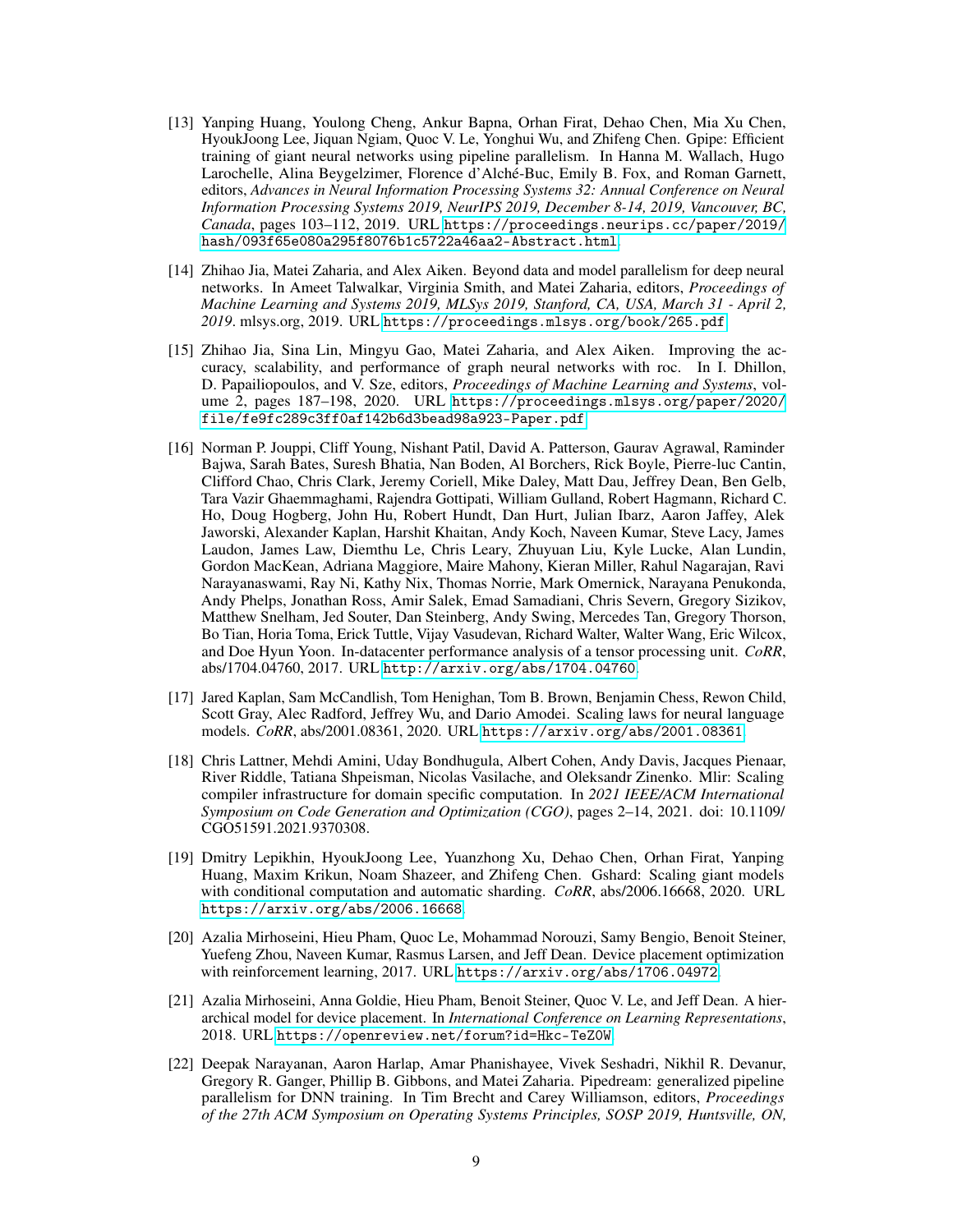[13] Yanping Huang, Youlong Cheng, Ankur Bapna, Orhan Firat, Dehao Chen, Mia Xu Chen, HyoukJoong Lee, Jiquan Ngiam, Quoc V. Le, Yonghui Wu, and Zhifeng Chen. Gpipe: Efficient training of giant neural networks using pipeline parallelism. In Hanna M. Wallach, Hugo Larochelle, Alina Beygelzimer, Florence d'Alché-Buc, Emily B. Fox, and Roman Garnett, editors, *Advances in Neural Information Processing Systems 32: Annual Conference on Neural Information Processing Systems 2019, NeurIPS 2019, December 8-14, 2019, Vancouver, BC, Canada*, pages 103–112, 2019. URL https://proceedings.neurips.cc/paper/2019/hash/093f65e080a295f8076b1c5722a46aa2-Abstract.html.

[14] Zhihao Jia, Matei Zaharia, and Alex Aiken. Beyond data and model parallelism for deep neural networks. In Ameet Talwalkar, Virginia Smith, and Matei Zaharia, editors, *Proceedings of Machine Learning and Systems 2019, MLSys 2019, Stanford, CA, USA, March 31 - April 2, 2019*. mlsys.org, 2019. URL https://proceedings.mlsys.org/book/265.pdf.

[15] Zhihao Jia, Sina Lin, Mingyu Gao, Matei Zaharia, and Alex Aiken. Improving the accuracy, scalability, and performance of graph neural networks with roc. In I. Dhillon, D. Papailiopoulos, and V. Sze, editors, *Proceedings of Machine Learning and Systems*, volume 2, pages 187–198, 2020. URL https://proceedings.mlsys.org/paper/2020/file/fe9fc289c3ff0af142b6d3bead98a923-Paper.pdf.

[16] Norman P. Jouppi, Cliff Young, Nishant Patil, David A. Patterson, Gaurav Agrawal, Raminder Bajwa, Sarah Bates, Suresh Bhatia, Nan Boden, Al Borchers, Rick Boyle, Pierre-luc Cantin, Clifford Chao, Chris Clark, Jeremy Coriell, Mike Daley, Matt Dau, Jeffrey Dean, Ben Gelb, Tara Vazir Ghaemmaghami, Rajendra Gottipati, William Gulland, Robert Hagmann, Richard C. Ho, Doug Hogberg, John Hu, Robert Hundt, Dan Hurt, Julian Ibarz, Aaron Jaffey, Alek Jaworski, Alexander Kaplan, Harshit Khaitan, Andy Koch, Naveen Kumar, Steve Lacy, James Laudon, James Law, Diemthu Le, Chris Leary, Zhuyuan Liu, Kyle Lucke, Alan Lundin, Gordon MacKean, Adriana Maggiore, Maire Mahony, Kieran Miller, Rahul Nagarajan, Ravi Narayanaswami, Ray Ni, Kathy Nix, Thomas Norrie, Mark Omernick, Narayana Penukonda, Andy Phelps, Jonathan Ross, Amir Salek, Emad Samadiani, Chris Severn, Gregory Sizikov, Matthew Snelham, Jed Souter, Dan Steinberg, Andy Swing, Mercedes Tan, Gregory Thorson, Bo Tian, Horia Toma, Erick Tuttle, Vijay Vasudevan, Richard Walter, Walter Wang, Eric Wilcox, and Doe Hyun Yoon. In-datacenter performance analysis of a tensor processing unit. *CoRR*, abs/1704.04760, 2017. URL http://arxiv.org/abs/1704.04760.

[17] Jared Kaplan, Sam McCandlish, Tom Henighan, Tom B. Brown, Benjamin Chess, Rewon Child, Scott Gray, Alec Radford, Jeffrey Wu, and Dario Amodei. Scaling laws for neural language models. *CoRR*, abs/2001.08361, 2020. URL https://arxiv.org/abs/2001.08361.

[18] Chris Lattner, Mehdi Amini, Uday Bondhugula, Albert Cohen, Andy Davis, Jacques Pienaar, River Riddle, Tatiana Shpeisman, Nicolas Vasilache, and Oleksandr Zinenko. Mlir: Scaling compiler infrastructure for domain specific computation. In *2021 IEEE/ACM International Symposium on Code Generation and Optimization (CGO)*, pages 2–14, 2021. doi: 10.1109/CGO51591.2021.9370308.

[19] Dmitry Lepikhin, HyoukJoong Lee, Yuanzhong Xu, Dehao Chen, Orhan Firat, Yanping Huang, Maxim Krikun, Noam Shazeer, and Zhifeng Chen. Gshard: Scaling giant models with conditional computation and automatic sharding. *CoRR*, abs/2006.16668, 2020. URL https://arxiv.org/abs/2006.16668.

[20] Azalia Mirhoseini, Hieu Pham, Quoc Le, Mohammad Norouzi, Samy Bengio, Benoit Steiner, Yuefeng Zhou, Naveen Kumar, Rasmus Larsen, and Jeff Dean. Device placement optimization with reinforcement learning, 2017. URL https://arxiv.org/abs/1706.04972.

[21] Azalia Mirhoseini, Anna Goldie, Hieu Pham, Benoit Steiner, Quoc V. Le, and Jeff Dean. A hierarchical model for device placement. In *International Conference on Learning Representations*, 2018. URL https://openreview.net/forum?id=Hkc-TeZ0W.

[22] Deepak Narayanan, Aaron Harlap, Amar Phanishayee, Vivek Seshadri, Nikhil R. Devanur, Gregory R. Ganger, Phillip B. Gibbons, and Matei Zaharia. Pipedream: generalized pipeline parallelism for DNN training. In Tim Brecht and Carey Williamson, editors, *Proceedings of the 27th ACM Symposium on Operating Systems Principles, SOSP 2019, Huntsville, ON,*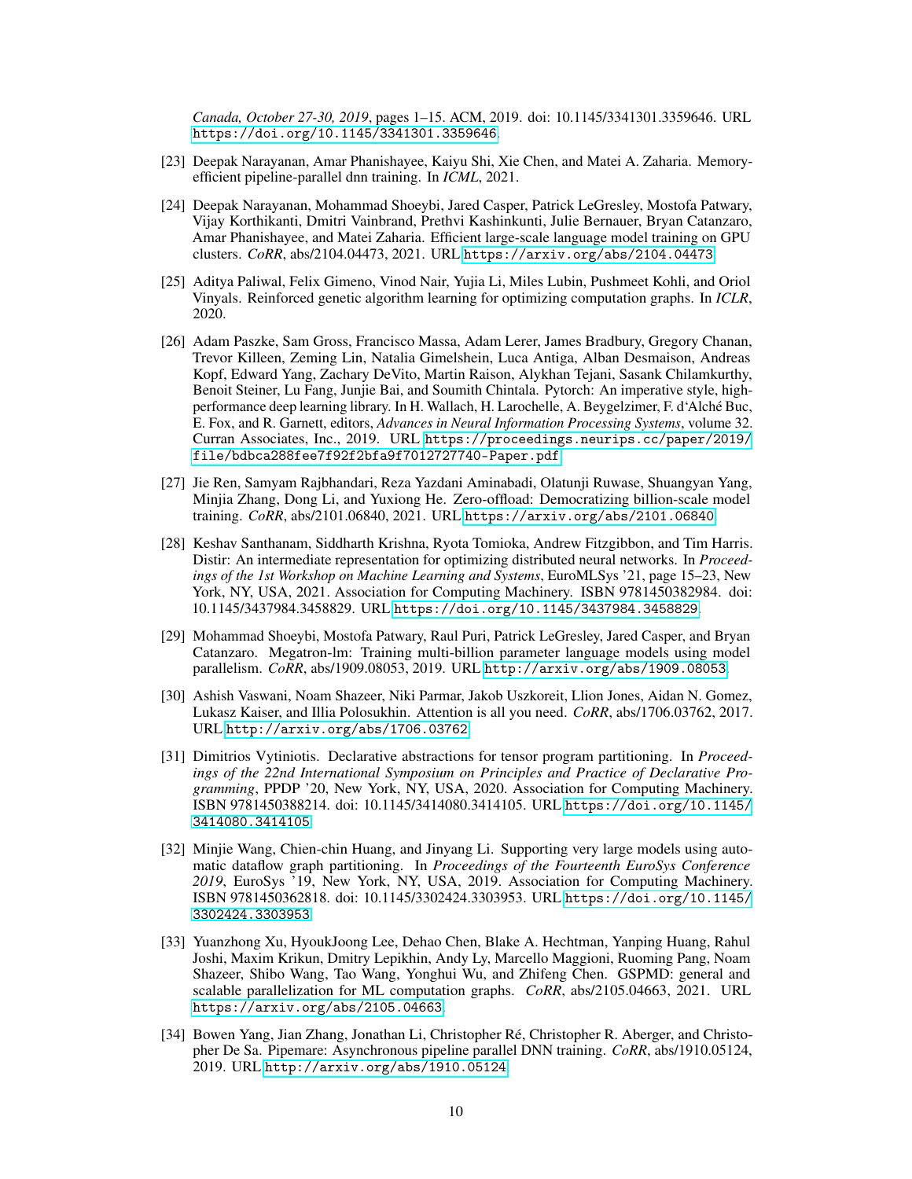*Canada, October 27-30, 2019*, pages 1–15. ACM, 2019. doi: 10.1145/3341301.3359646. URL https://doi.org/10.1145/3341301.3359646.

[23] Deepak Narayanan, Amar Phanishayee, Kaiyu Shi, Xie Chen, and Matei A. Zaharia. Memory-efficient pipeline-parallel dnn training. In *ICML*, 2021.

[24] Deepak Narayanan, Mohammad Shoeybi, Jared Casper, Patrick LeGresley, Mostofa Patwary, Vijay Korthikanti, Dmitri Vainbrand, Prethvi Kashinkunti, Julie Bernauer, Bryan Catanzaro, Amar Phanishayee, and Matei Zaharia. Efficient large-scale language model training on GPU clusters. *CoRR*, abs/2104.04473, 2021. URL https://arxiv.org/abs/2104.04473.

[25] Aditya Paliwal, Felix Gimeno, Vinod Nair, Yujia Li, Miles Lubin, Pushmeet Kohli, and Oriol Vinyals. Reinforced genetic algorithm learning for optimizing computation graphs. In *ICLR*, 2020.

[26] Adam Paszke, Sam Gross, Francisco Massa, Adam Lerer, James Bradbury, Gregory Chanan, Trevor Killeen, Zeming Lin, Natalia Gimelshein, Luca Antiga, Alban Desmaison, Andreas Kopf, Edward Yang, Zachary DeVito, Martin Raison, Alykhan Tejani, Sasank Chilamkurthy, Benoit Steiner, Lu Fang, Junjie Bai, and Soumith Chintala. Pytorch: An imperative style, high-performance deep learning library. In H. Wallach, H. Larochelle, A. Beygelzimer, F. d'Alché Buc, E. Fox, and R. Garnett, editors, *Advances in Neural Information Processing Systems*, volume 32. Curran Associates, Inc., 2019. URL https://proceedings.neurips.cc/paper/2019/file/bdbca288fee7f92f2bfa9f7012727740-Paper.pdf.

[27] Jie Ren, Samyam Rajbhandari, Reza Yazdani Aminabadi, Olatunji Ruwase, Shuangyan Yang, Minjia Zhang, Dong Li, and Yuxiong He. Zero-offload: Democratizing billion-scale model training. *CoRR*, abs/2101.06840, 2021. URL https://arxiv.org/abs/2101.06840.

[28] Keshav Santhanam, Siddharth Krishna, Ryota Tomioka, Andrew Fitzgibbon, and Tim Harris. Distir: An intermediate representation for optimizing distributed neural networks. In *Proceedings of the 1st Workshop on Machine Learning and Systems*, EuroMLSys '21, page 15–23, New York, NY, USA, 2021. Association for Computing Machinery. ISBN 9781450382984. doi: 10.1145/3437984.3458829. URL https://doi.org/10.1145/3437984.3458829.

[29] Mohammad Shoeybi, Mostofa Patwary, Raul Puri, Patrick LeGresley, Jared Casper, and Bryan Catanzaro. Megatron-lm: Training multi-billion parameter language models using model parallelism. *CoRR*, abs/1909.08053, 2019. URL http://arxiv.org/abs/1909.08053.

[30] Ashish Vaswani, Noam Shazeer, Niki Parmar, Jakob Uszkoreit, Llion Jones, Aidan N. Gomez, Lukasz Kaiser, and Illia Polosukhin. Attention is all you need. *CoRR*, abs/1706.03762, 2017. URL http://arxiv.org/abs/1706.03762.

[31] Dimitrios Vytiniotis. Declarative abstractions for tensor program partitioning. In *Proceedings of the 22nd International Symposium on Principles and Practice of Declarative Programming*, PPDP '20, New York, NY, USA, 2020. Association for Computing Machinery. ISBN 9781450388214. doi: 10.1145/3414080.3414105. URL https://doi.org/10.1145/3414080.3414105.

[32] Minjie Wang, Chien-chin Huang, and Jinyang Li. Supporting very large models using automatic dataflow graph partitioning. In *Proceedings of the Fourteenth EuroSys Conference 2019*, EuroSys '19, New York, NY, USA, 2019. Association for Computing Machinery. ISBN 9781450362818. doi: 10.1145/3302424.3303953. URL https://doi.org/10.1145/3302424.3303953.

[33] Yuanzhong Xu, HyoukJoong Lee, Dehao Chen, Blake A. Hechtman, Yanping Huang, Rahul Joshi, Maxim Krikun, Dmitry Lepikhin, Andy Ly, Marcello Maggioni, Ruoming Pang, Noam Shazeer, Shibo Wang, Tao Wang, Yonghui Wu, and Zhifeng Chen. GSPMD: general and scalable parallelization for ML computation graphs. *CoRR*, abs/2105.04663, 2021. URL https://arxiv.org/abs/2105.04663.

[34] Bowen Yang, Jian Zhang, Jonathan Li, Christopher Ré, Christopher R. Aberger, and Christopher De Sa. Pipemare: Asynchronous pipeline parallel DNN training. *CoRR*, abs/1910.05124, 2019. URL http://arxiv.org/abs/1910.05124.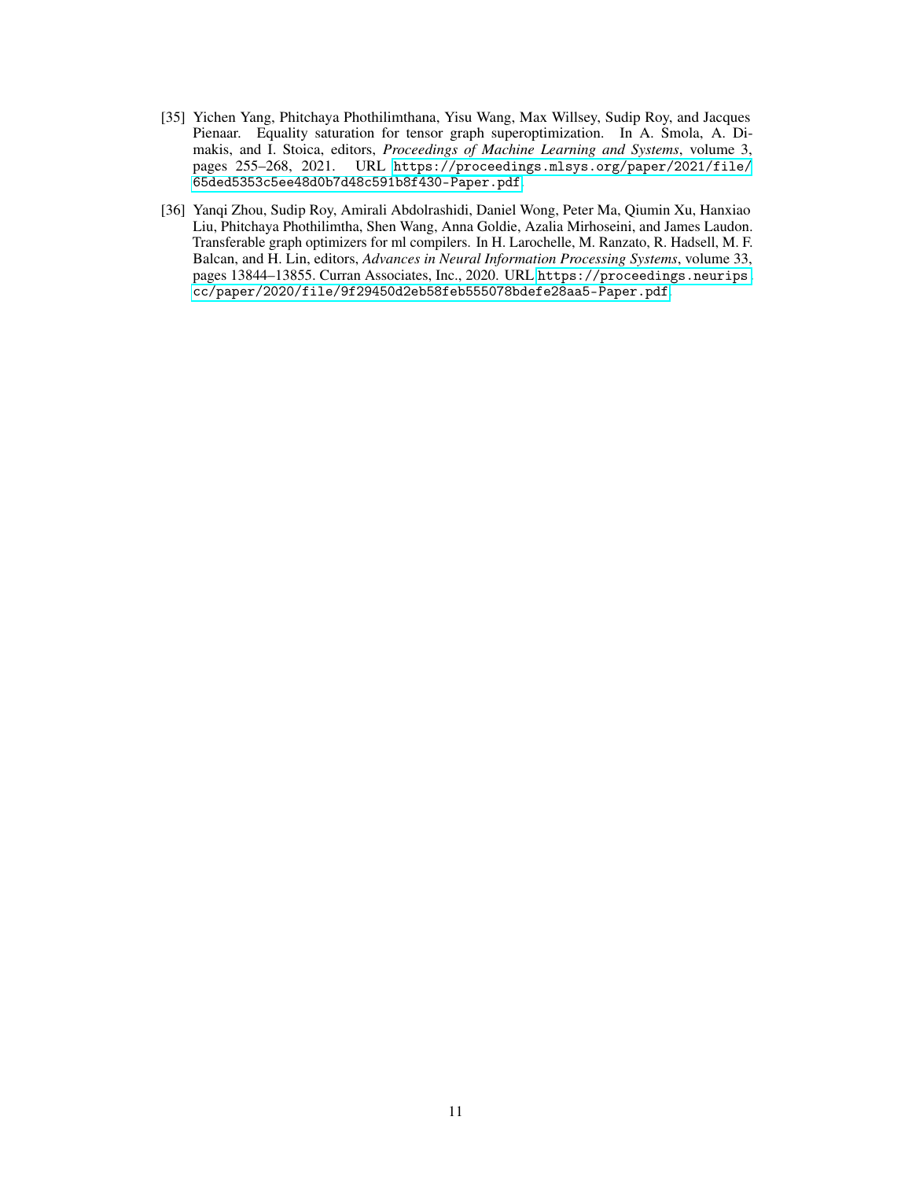[35] Yichen Yang, Phitchaya Phothilimthana, Yisu Wang, Max Willsey, Sudip Roy, and Jacques Pienaar. Equality saturation for tensor graph superoptimization. In A. Smola, A. Dimakis, and I. Stoica, editors, *Proceedings of Machine Learning and Systems*, volume 3, pages 255–268, 2021. URL https://proceedings.mlsys.org/paper/2021/file/65ded5353c5ee48d0b7d48c591b8f430-Paper.pdf.

[36] Yanqi Zhou, Sudip Roy, Amirali Abdolrashidi, Daniel Wong, Peter Ma, Qiumin Xu, Hanxiao Liu, Phitchaya Phothilimtha, Shen Wang, Anna Goldie, Azalia Mirhoseini, and James Laudon. Transferable graph optimizers for ml compilers. In H. Larochelle, M. Ranzato, R. Hadsell, M. F. Balcan, and H. Lin, editors, *Advances in Neural Information Processing Systems*, volume 33, pages 13844–13855. Curran Associates, Inc., 2020. URL https://proceedings.neurips.cc/paper/2020/file/9f29450d2eb58feb555078bdefe28aa5-Paper.pdf.